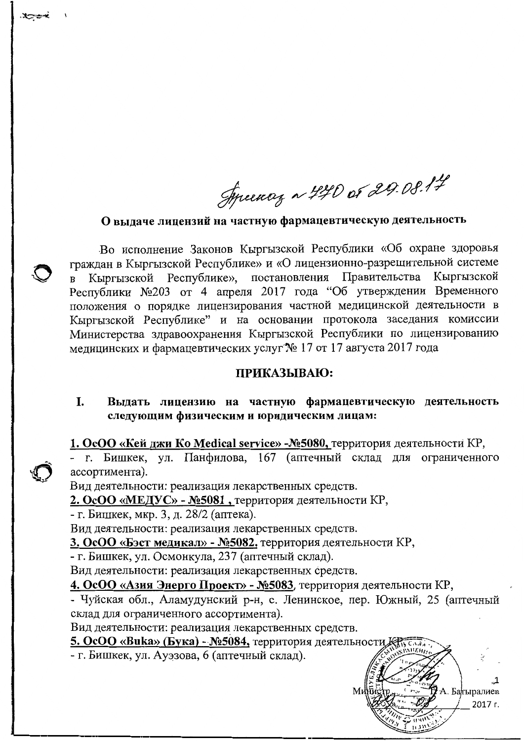Приказ № 470 от 29.08.17

## О выдаче лицензий на частную фармацевтическую деятельность

Во исполнение Законов Кыргызской Республики «Об охране здоровья граждан в Кыргызской Республике» и «О лицензионно-разрешительной системе в Кыргызской Республике», постановления Правительства Кыргызской Республики №203 от 4 апреля 2017 года "Об утверждении Временного положения о порядке лицензирования частной медицинской деятельности в Кыргызской Республике" и на основании протокола заседания комиссии Министерства здравоохранения Кыргызской Республики по лицензированию медицинских и фармацевтических услуг № 17 от 17 августа 2017 года

**ПРИКАЗЫВАЮ:**

**I. Выдать лицензию на частную фармацевтическую деятельность следующим физическим и юридическим лицам:**

**1. ОсОО «Кей джи Ко Medical service» -№5080,** территория деятельности КР,
- г. Бишкек, ул. Панфилова, 167 (аптечный склад для ограниченного ассортимента).

Вид деятельности: реализация лекарственных средств.

**2. ОсОО «МЕДУС» - №5081 ,** территория деятельности КР,
- г. Бишкек, мкр. 3, д. 28/2 (аптека).

Вид деятельности: реализация лекарственных средств.

**3. ОсОО «Бэст медикал» - №5082,** территория деятельности КР,
- г. Бишкек, ул. Осмонкула, 237 (аптечный склад).

Вид деятельности: реализация лекарственных средств.

**4. ОсОО «Азия Энерго Проект» - №5083,** территория деятельности КР,
- Чуйская обл., Аламудунский р-н, с. Ленинское, пер. Южный, 25 (аптечный склад для ограниченного ассортимента).

Вид деятельности: реализация лекарственных средств.

**5. ОсОО «Buka» (Бука) - №5084,** территория деятельности КР,
- г. Бишкек, ул. Ауэзова, 6 (аптечный склад).

Министр Т.А. Батыралиев

2017 г.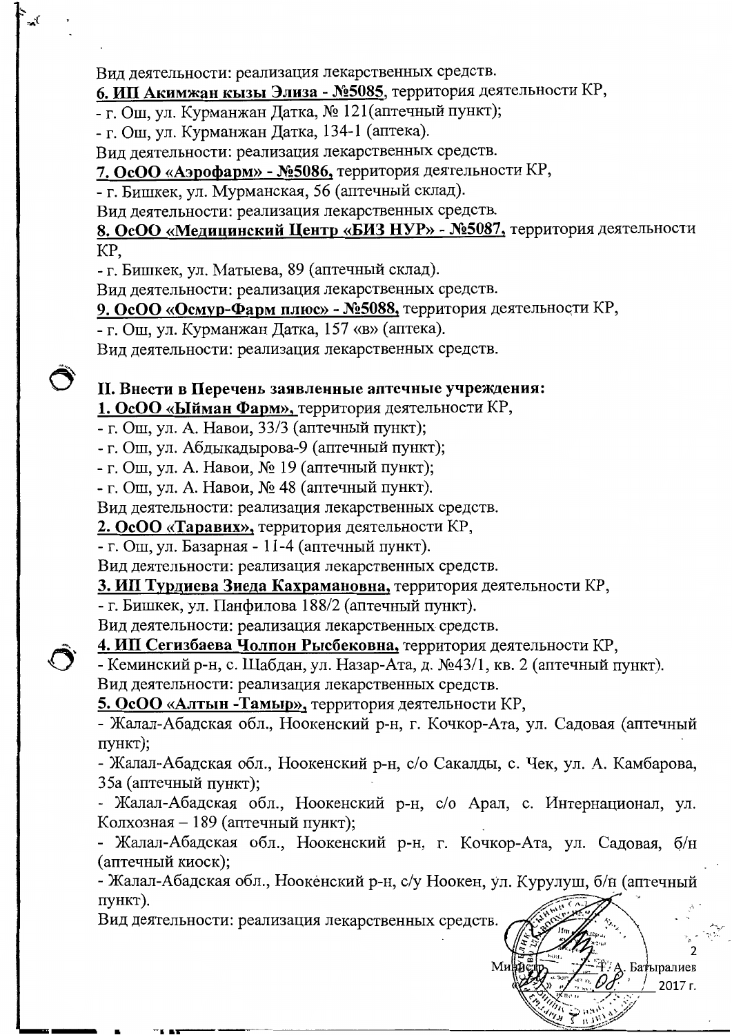Вид деятельности: реализация лекарственных средств.

**6. ИП Акимжан кызы Элиза - №5085**, территория деятельности КР,

- г. Ош, ул. Курманжан Датка, № 121(аптечный пункт);
- г. Ош, ул. Курманжан Датка, 134-1 (аптека).

Вид деятельности: реализация лекарственных средств.

**7. ОсОО «Аэрофарм» - №5086,** территория деятельности КР,

- г. Бишкек, ул. Мурманская, 56 (аптечный склад).

Вид деятельности: реализация лекарственных средств.

**8. ОсОО «Медицинский Центр «БИЗ НУР» - №5087,** территория деятельности КР,

- г. Бишкек, ул. Матыева, 89 (аптечный склад).

Вид деятельности: реализация лекарственных средств.

**9. ОсОО «Осмур-Фарм плюс» - №5088,** территория деятельности КР,

- г. Ош, ул. Курманжан Датка, 157 «в» (аптека).

Вид деятельности: реализация лекарственных средств.

**II. Внести в Перечень заявленные аптечные учреждения:**

**1. ОсОО «Ыйман Фарм»,** территория деятельности КР,

- г. Ош, ул. А. Навои, 33/3 (аптечный пункт);
- г. Ош, ул. Абдыкадырова-9 (аптечный пункт);
- г. Ош, ул. А. Навои, № 19 (аптечный пункт);
- г. Ош, ул. А. Навои, № 48 (аптечный пункт).

Вид деятельности: реализация лекарственных средств.

**2. ОсОО «Таравих»,** территория деятельности КР,

- г. Ош, ул. Базарная - 11-4 (аптечный пункт).

Вид деятельности: реализация лекарственных средств.

**3. ИП Турдиева Зиеда Кахрамановна,** территория деятельности КР,

- г. Бишкек, ул. Панфилова 188/2 (аптечный пункт).

Вид деятельности: реализация лекарственных средств.

**4. ИП Сегизбаева Чолпон Рысбековна,** территория деятельности КР,

- Кеминский р-н, с. Шабдан, ул. Назар-Ата, д. №43/1, кв. 2 (аптечный пункт).

Вид деятельности: реализация лекарственных средств.

**5. ОсОО «Алтын -Тамыр»,** территория деятельности КР,

- Жалал-Абадская обл., Ноокенский р-н, г. Кочкор-Ата, ул. Садовая (аптечный пункт);
- Жалал-Абадская обл., Ноокенский р-н, с/о Сакалды, с. Чек, ул. А. Камбарова, 35а (аптечный пункт);
- Жалал-Абадская обл., Ноокенский р-н, с/о Арал, с. Интернационал, ул. Колхозная – 189 (аптечный пункт);
- Жалал-Абадская обл., Ноокенский р-н, г. Кочкор-Ата, ул. Садовая, б/н (аптечный киоск);
- Жалал-Абадская обл., Ноокенский р-н, с/у Ноокен, ул. Курулуш, б/н (аптечный пункт).

Вид деятельности: реализация лекарственных средств.

Министр ____ Т. А. Батыралиев

«29» 08 2017 г.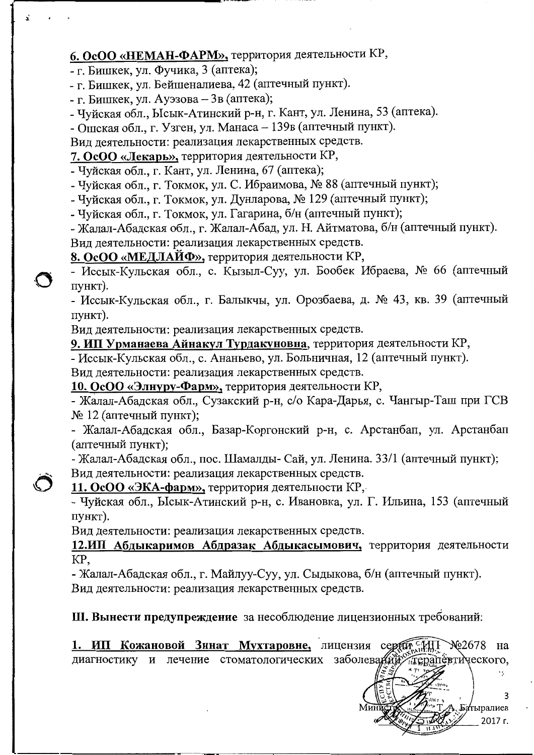**6. ОсОО «НЕМАН-ФАРМ»,** территория деятельности КР,

- г. Бишкек, ул. Фучика, 3 (аптека);
- г. Бишкек, ул. Бейшеналиева, 42 (аптечный пункт).
- г. Бишкек, ул. Ауэзова – 3в (аптека);
- Чуйская обл., Ысык-Атинский р-н, г. Кант, ул. Ленина, 53 (аптека).
- Ошская обл., г. Узген, ул. Манаса – 139в (аптечный пункт).

Вид деятельности: реализация лекарственных средств.

**7. ОсОО «Лекарь»,** территория деятельности КР,

- Чуйская обл., г. Кант, ул. Ленина, 67 (аптека);
- Чуйская обл., г. Токмок, ул. С. Ибраимова, № 88 (аптечный пункт);
- Чуйская обл., г. Токмок, ул. Дунларова, № 129 (аптечный пункт);
- Чуйская обл., г. Токмок, ул. Гагарина, б/н (аптечный пункт);
- Жалал-Абадская обл., г. Жалал-Абад, ул. Н. Айтматова, б/н (аптечный пункт).

Вид деятельности: реализация лекарственных средств.

**8. ОсОО «МЕДЛАЙФ»,** территория деятельности КР,

- Иссык-Кульская обл., с. Кызыл-Суу, ул. Бообек Ибраева, № 66 (аптечный пункт).
- Иссык-Кульская обл., г. Балыкчы, ул. Орозбаева, д. № 43, кв. 39 (аптечный пункт).

Вид деятельности: реализация лекарственных средств.

**9. ИП Урманаева Айнакул Турдакуновна**, территория деятельности КР,

- Иссык-Кульская обл., с. Ананьево, ул. Больничная, 12 (аптечный пункт).

Вид деятельности: реализация лекарственных средств.

**10. ОсОО «Элнуру-Фарм»,** территория деятельности КР,

- Жалал-Абадская обл., Сузакский р-н, с/о Кара-Дарья, с. Чангыр-Таш при ГСВ № 12 (аптечный пункт);
- Жалал-Абадская обл., Базар-Коргонский р-н, с. Арстанбап, ул. Арстанбап (аптечный пункт);
- Жалал-Абадская обл., пос. Шамалды- Сай, ул. Ленина. 33/1 (аптечный пункт);

Вид деятельности: реализация лекарственных средств.

**11. ОсОО «ЭКА-фарм»,** территория деятельности КР,

- Чуйская обл., Ысык-Атинский р-н, с. Ивановка, ул. Г. Ильина, 153 (аптечный пункт).

Вид деятельности: реализация лекарственных средств.

**12.ИП Абдыкаримов Абдразак Абдыкасымович,** территория деятельности КР,

- Жалал-Абадская обл., г. Майлуу-Суу, ул. Сыдыкова, б/н (аптечный пункт).

Вид деятельности: реализация лекарственных средств.

**III. Вынести предупреждение** за несоблюдение лицензионных требований:

**1. ИП Кожановой Зинат Мухтаровне,** лицензия серии ИП №2678 на диагностику и лечение стоматологических заболеваний терапевтического,

Министр Т. А. Батыралиев

2017 г.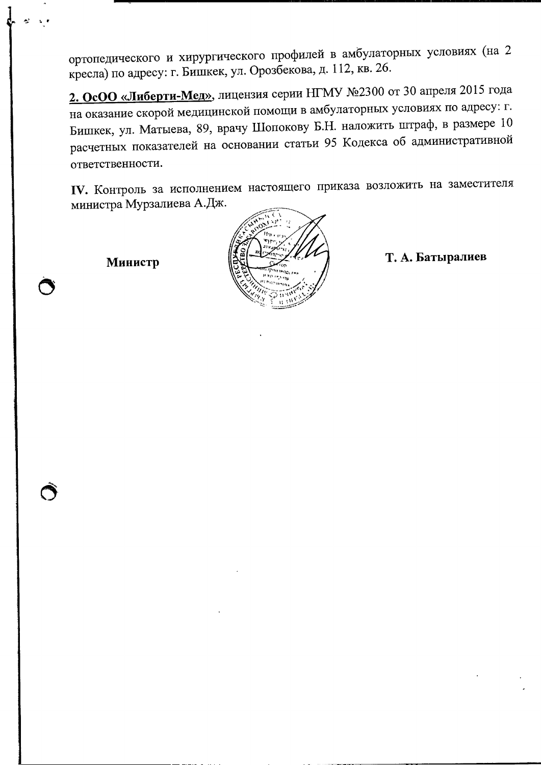ортопедического и хирургического профилей в амбулаторных условиях (на 2 кресла) по адресу: г. Бишкек, ул. Орозбекова, д. 112, кв. 26.

**2. <u>ОсОО «Либерти-Мед»</u>**, лицензия серии НГМУ №2300 от 30 апреля 2015 года на оказание скорой медицинской помощи в амбулаторных условиях по адресу: г. Бишкек, ул. Матыева, 89, врачу Шопокову Б.Н. наложить штраф, в размере 10 расчетных показателей на основании статьи 95 Кодекса об административной ответственности.

**IV.** Контроль за исполнением настоящего приказа возложить на заместителя министра Мурзалиева А.Дж.

**Министр** **Т. А. Батыралиев**